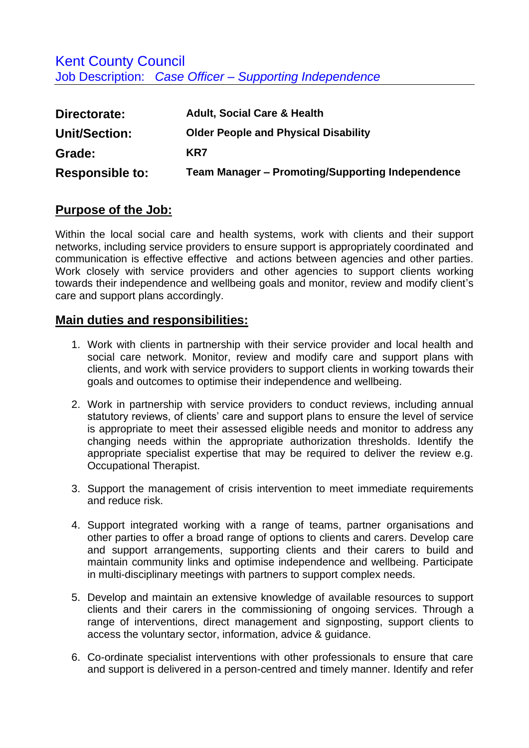# Kent County Council

## Job Description: *Case Officer – Supporting Independence*

| | |
|---|---|
| **Directorate:** | **Adult, Social Care & Health** |
| **Unit/Section:** | **Older People and Physical Disability** |
| **Grade:** | **KR7** |
| **Responsible to:** | **Team Manager – Promoting/Supporting Independence** |

## Purpose of the Job:

Within the local social care and health systems, work with clients and their support networks, including service providers to ensure support is appropriately coordinated and communication is effective effective and actions between agencies and other parties. Work closely with service providers and other agencies to support clients working towards their independence and wellbeing goals and monitor, review and modify client's care and support plans accordingly.

## Main duties and responsibilities:

1. Work with clients in partnership with their service provider and local health and social care network. Monitor, review and modify care and support plans with clients, and work with service providers to support clients in working towards their goals and outcomes to optimise their independence and wellbeing.

2. Work in partnership with service providers to conduct reviews, including annual statutory reviews, of clients' care and support plans to ensure the level of service is appropriate to meet their assessed eligible needs and monitor to address any changing needs within the appropriate authorization thresholds. Identify the appropriate specialist expertise that may be required to deliver the review e.g. Occupational Therapist.

3. Support the management of crisis intervention to meet immediate requirements and reduce risk.

4. Support integrated working with a range of teams, partner organisations and other parties to offer a broad range of options to clients and carers. Develop care and support arrangements, supporting clients and their carers to build and maintain community links and optimise independence and wellbeing. Participate in multi-disciplinary meetings with partners to support complex needs.

5. Develop and maintain an extensive knowledge of available resources to support clients and their carers in the commissioning of ongoing services. Through a range of interventions, direct management and signposting, support clients to access the voluntary sector, information, advice & guidance.

6. Co-ordinate specialist interventions with other professionals to ensure that care and support is delivered in a person-centred and timely manner. Identify and refer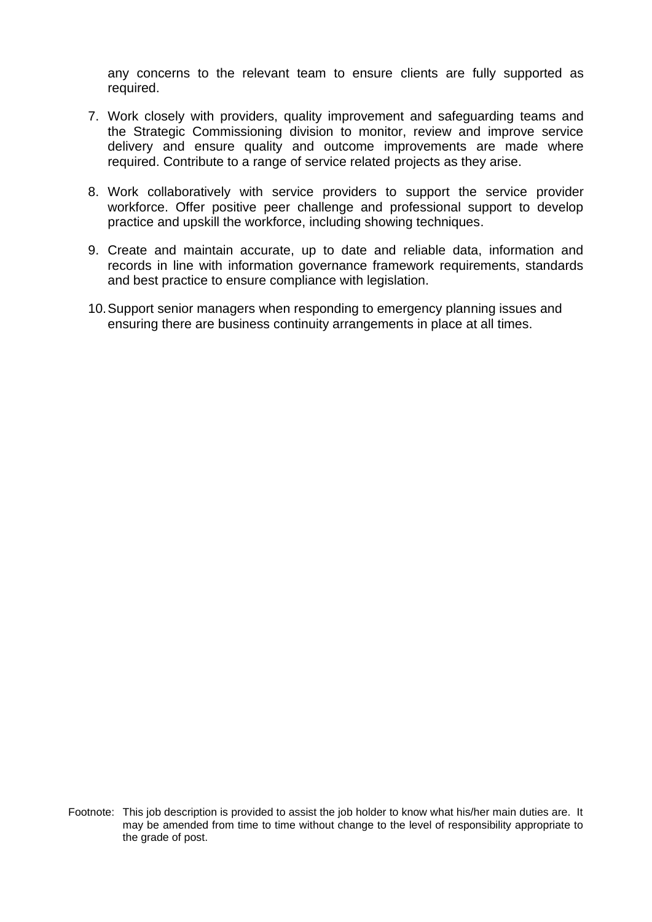any concerns to the relevant team to ensure clients are fully supported as required.

7. Work closely with providers, quality improvement and safeguarding teams and the Strategic Commissioning division to monitor, review and improve service delivery and ensure quality and outcome improvements are made where required. Contribute to a range of service related projects as they arise.

8. Work collaboratively with service providers to support the service provider workforce. Offer positive peer challenge and professional support to develop practice and upskill the workforce, including showing techniques.

9. Create and maintain accurate, up to date and reliable data, information and records in line with information governance framework requirements, standards and best practice to ensure compliance with legislation.

10. Support senior managers when responding to emergency planning issues and ensuring there are business continuity arrangements in place at all times.

Footnote: This job description is provided to assist the job holder to know what his/her main duties are. It may be amended from time to time without change to the level of responsibility appropriate to the grade of post.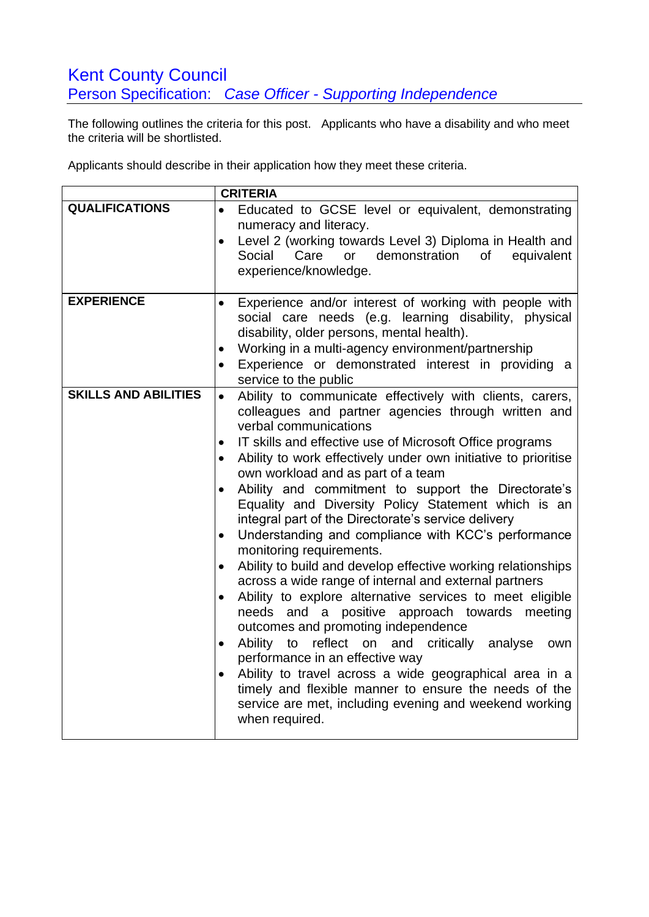# Kent County Council

## Person Specification: *Case Officer - Supporting Independence*

The following outlines the criteria for this post. Applicants who have a disability and who meet the criteria will be shortlisted.

Applicants should describe in their application how they meet these criteria.

| | CRITERIA |
|---|---|
| **QUALIFICATIONS** | • Educated to GCSE level or equivalent, demonstrating numeracy and literacy.<br>• Level 2 (working towards Level 3) Diploma in Health and Social Care or demonstration of equivalent experience/knowledge. |
| **EXPERIENCE** | • Experience and/or interest of working with people with social care needs (e.g. learning disability, physical disability, older persons, mental health).<br>• Working in a multi-agency environment/partnership<br>• Experience or demonstrated interest in providing a service to the public |
| **SKILLS AND ABILITIES** | • Ability to communicate effectively with clients, carers, colleagues and partner agencies through written and verbal communications<br>• IT skills and effective use of Microsoft Office programs<br>• Ability to work effectively under own initiative to prioritise own workload and as part of a team<br>• Ability and commitment to support the Directorate's Equality and Diversity Policy Statement which is an integral part of the Directorate's service delivery<br>• Understanding and compliance with KCC's performance monitoring requirements.<br>• Ability to build and develop effective working relationships across a wide range of internal and external partners<br>• Ability to explore alternative services to meet eligible needs and a positive approach towards meeting outcomes and promoting independence<br>• Ability to reflect on and critically analyse own performance in an effective way<br>• Ability to travel across a wide geographical area in a timely and flexible manner to ensure the needs of the service are met, including evening and weekend working when required. |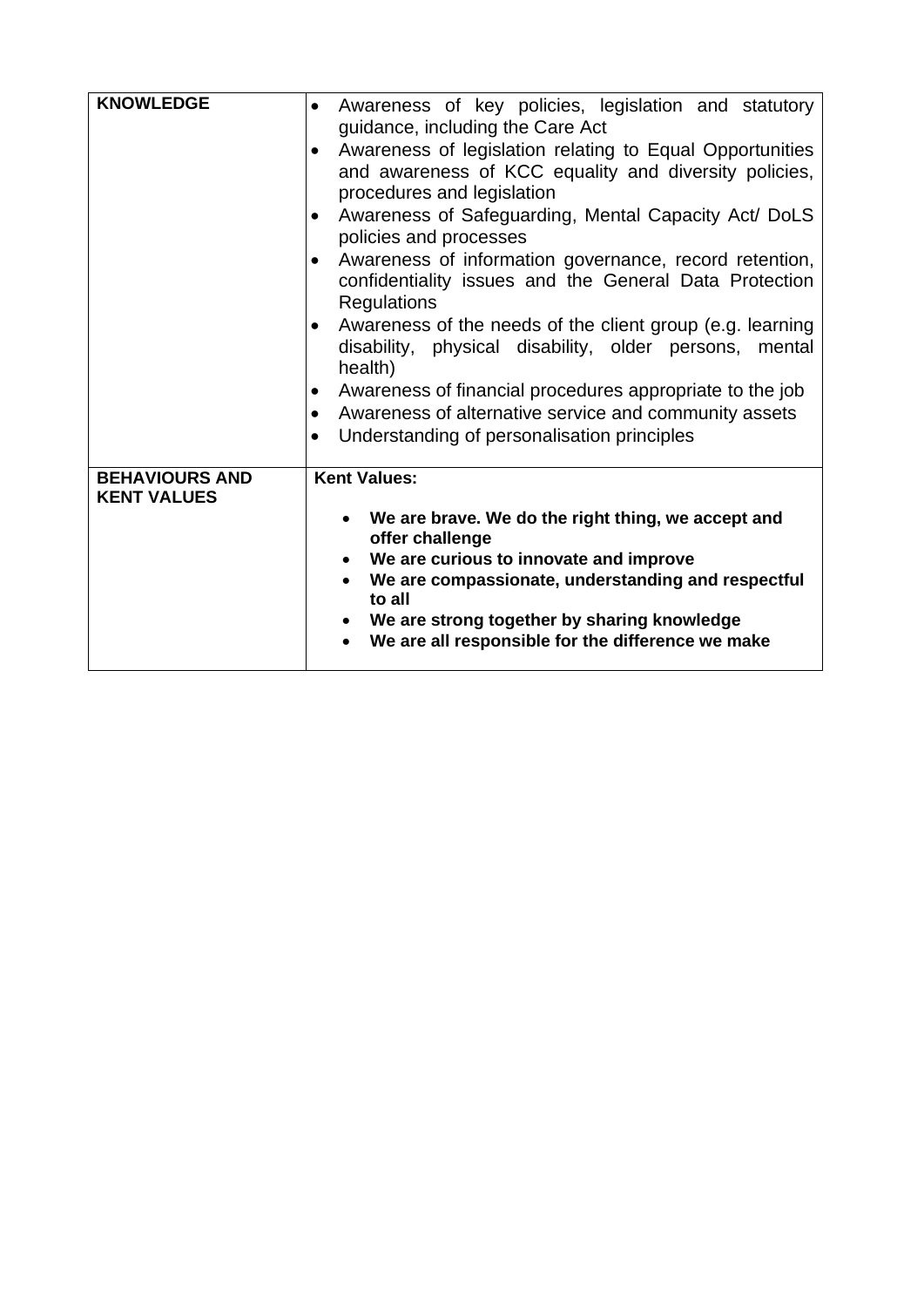| | |
|---|---|
| **KNOWLEDGE** | • Awareness of key policies, legislation and statutory guidance, including the Care Act<br>• Awareness of legislation relating to Equal Opportunities and awareness of KCC equality and diversity policies, procedures and legislation<br>• Awareness of Safeguarding, Mental Capacity Act/ DoLS policies and processes<br>• Awareness of information governance, record retention, confidentiality issues and the General Data Protection Regulations<br>• Awareness of the needs of the client group (e.g. learning disability, physical disability, older persons, mental health)<br>• Awareness of financial procedures appropriate to the job<br>• Awareness of alternative service and community assets<br>• Understanding of personalisation principles |
| **BEHAVIOURS AND KENT VALUES** | **Kent Values:**<br>• **We are brave. We do the right thing, we accept and offer challenge**<br>• **We are curious to innovate and improve**<br>• **We are compassionate, understanding and respectful to all**<br>• **We are strong together by sharing knowledge**<br>• **We are all responsible for the difference we make** |